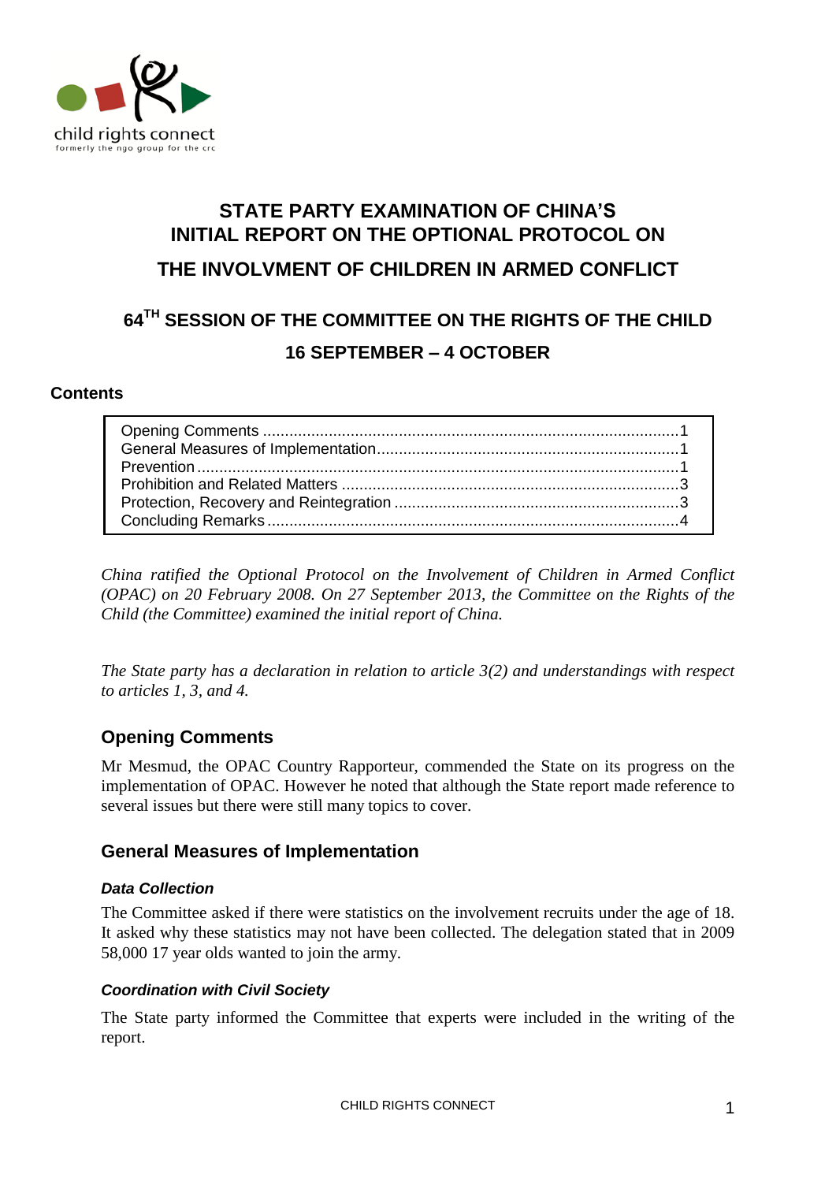# STATE PARTY EXAMINATION OF CHINA'S INITIAL REPORT ON THE OPTIONAL PROTOCOL ON THE INVOLVMENT OF CHILDREN IN ARMED CONFLICT

## 64TH SESSION OF THE COMMITTEE ON THE RIGHTS OF THE CHILD

## 16 SEPTEMBER – 4 OCTOBER

**Contents**

| | |
|---|---|
| Opening Comments | 1 |
| General Measures of Implementation | 1 |
| Prevention | 1 |
| Prohibition and Related Matters | 3 |
| Protection, Recovery and Reintegration | 3 |
| Concluding Remarks | 4 |

*China ratified the Optional Protocol on the Involvement of Children in Armed Conflict (OPAC) on 20 February 2008. On 27 September 2013, the Committee on the Rights of the Child (the Committee) examined the initial report of China.*

*The State party has a declaration in relation to article 3(2) and understandings with respect to articles 1, 3, and 4.*

## Opening Comments

Mr Mesmud, the OPAC Country Rapporteur, commended the State on its progress on the implementation of OPAC. However he noted that although the State report made reference to several issues but there were still many topics to cover.

## General Measures of Implementation

### *Data Collection*

The Committee asked if there were statistics on the involvement recruits under the age of 18. It asked why these statistics may not have been collected. The delegation stated that in 2009 58,000 17 year olds wanted to join the army.

### *Coordination with Civil Society*

The State party informed the Committee that experts were included in the writing of the report.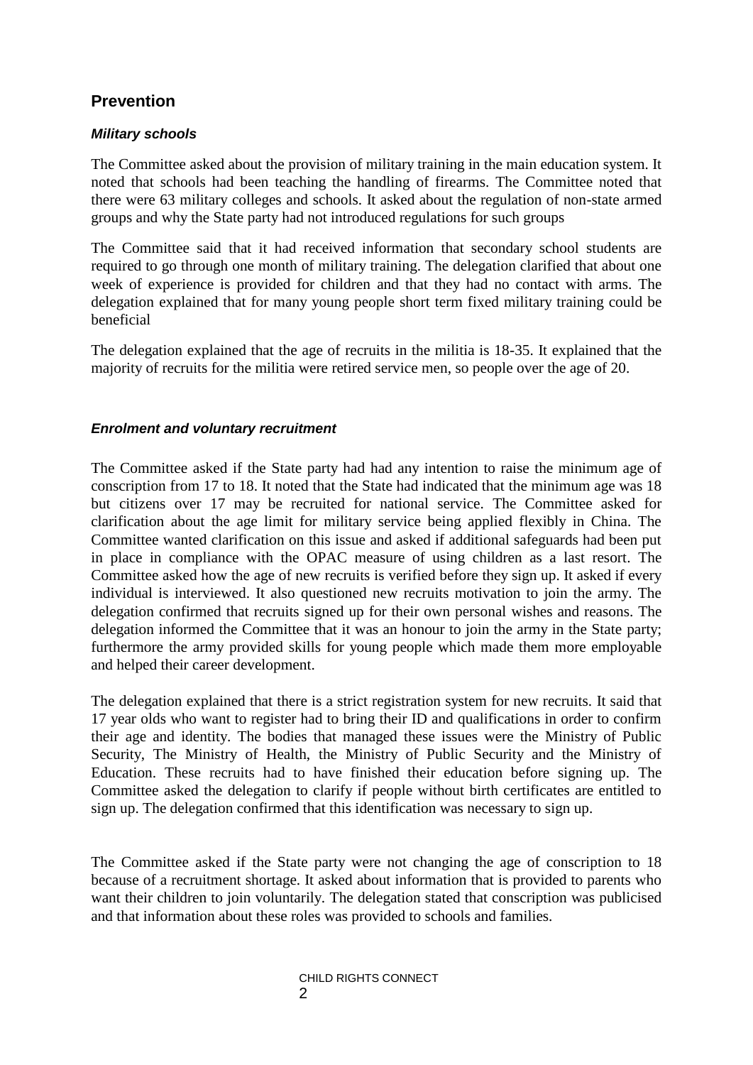## Prevention

### *Military schools*

The Committee asked about the provision of military training in the main education system. It noted that schools had been teaching the handling of firearms. The Committee noted that there were 63 military colleges and schools. It asked about the regulation of non-state armed groups and why the State party had not introduced regulations for such groups

The Committee said that it had received information that secondary school students are required to go through one month of military training. The delegation clarified that about one week of experience is provided for children and that they had no contact with arms. The delegation explained that for many young people short term fixed military training could be beneficial

The delegation explained that the age of recruits in the militia is 18-35. It explained that the majority of recruits for the militia were retired service men, so people over the age of 20.

### *Enrolment and voluntary recruitment*

The Committee asked if the State party had had any intention to raise the minimum age of conscription from 17 to 18. It noted that the State had indicated that the minimum age was 18 but citizens over 17 may be recruited for national service. The Committee asked for clarification about the age limit for military service being applied flexibly in China. The Committee wanted clarification on this issue and asked if additional safeguards had been put in place in compliance with the OPAC measure of using children as a last resort. The Committee asked how the age of new recruits is verified before they sign up. It asked if every individual is interviewed. It also questioned new recruits motivation to join the army. The delegation confirmed that recruits signed up for their own personal wishes and reasons. The delegation informed the Committee that it was an honour to join the army in the State party; furthermore the army provided skills for young people which made them more employable and helped their career development.

The delegation explained that there is a strict registration system for new recruits. It said that 17 year olds who want to register had to bring their ID and qualifications in order to confirm their age and identity. The bodies that managed these issues were the Ministry of Public Security, The Ministry of Health, the Ministry of Public Security and the Ministry of Education. These recruits had to have finished their education before signing up. The Committee asked the delegation to clarify if people without birth certificates are entitled to sign up. The delegation confirmed that this identification was necessary to sign up.

The Committee asked if the State party were not changing the age of conscription to 18 because of a recruitment shortage. It asked about information that is provided to parents who want their children to join voluntarily. The delegation stated that conscription was publicised and that information about these roles was provided to schools and families.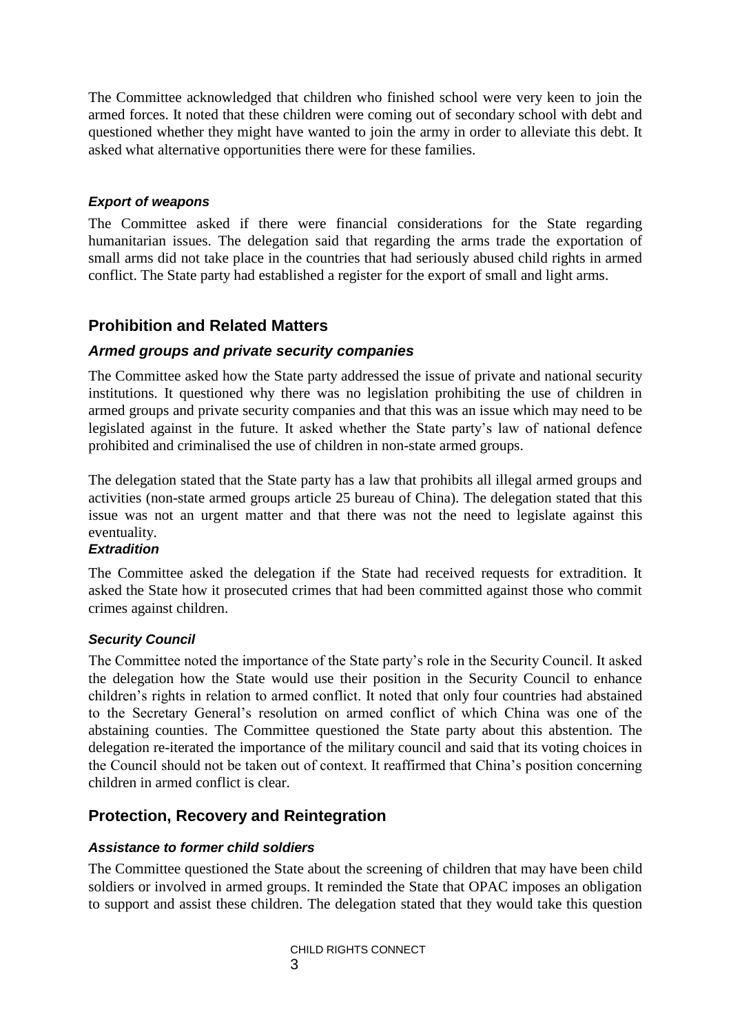The Committee acknowledged that children who finished school were very keen to join the armed forces. It noted that these children were coming out of secondary school with debt and questioned whether they might have wanted to join the army in order to alleviate this debt. It asked what alternative opportunities there were for these families.

#### *Export of weapons*

The Committee asked if there were financial considerations for the State regarding humanitarian issues. The delegation said that regarding the arms trade the exportation of small arms did not take place in the countries that had seriously abused child rights in armed conflict. The State party had established a register for the export of small and light arms.

## Prohibition and Related Matters

### *Armed groups and private security companies*

The Committee asked how the State party addressed the issue of private and national security institutions. It questioned why there was no legislation prohibiting the use of children in armed groups and private security companies and that this was an issue which may need to be legislated against in the future. It asked whether the State party's law of national defence prohibited and criminalised the use of children in non-state armed groups.

The delegation stated that the State party has a law that prohibits all illegal armed groups and activities (non-state armed groups article 25 bureau of China). The delegation stated that this issue was not an urgent matter and that there was not the need to legislate against this eventuality.

#### *Extradition*

The Committee asked the delegation if the State had received requests for extradition. It asked the State how it prosecuted crimes that had been committed against those who commit crimes against children.

#### *Security Council*

The Committee noted the importance of the State party's role in the Security Council. It asked the delegation how the State would use their position in the Security Council to enhance children's rights in relation to armed conflict. It noted that only four countries had abstained to the Secretary General's resolution on armed conflict of which China was one of the abstaining counties. The Committee questioned the State party about this abstention. The delegation re-iterated the importance of the military council and said that its voting choices in the Council should not be taken out of context. It reaffirmed that China's position concerning children in armed conflict is clear.

## Protection, Recovery and Reintegration

#### *Assistance to former child soldiers*

The Committee questioned the State about the screening of children that may have been child soldiers or involved in armed groups. It reminded the State that OPAC imposes an obligation to support and assist these children. The delegation stated that they would take this question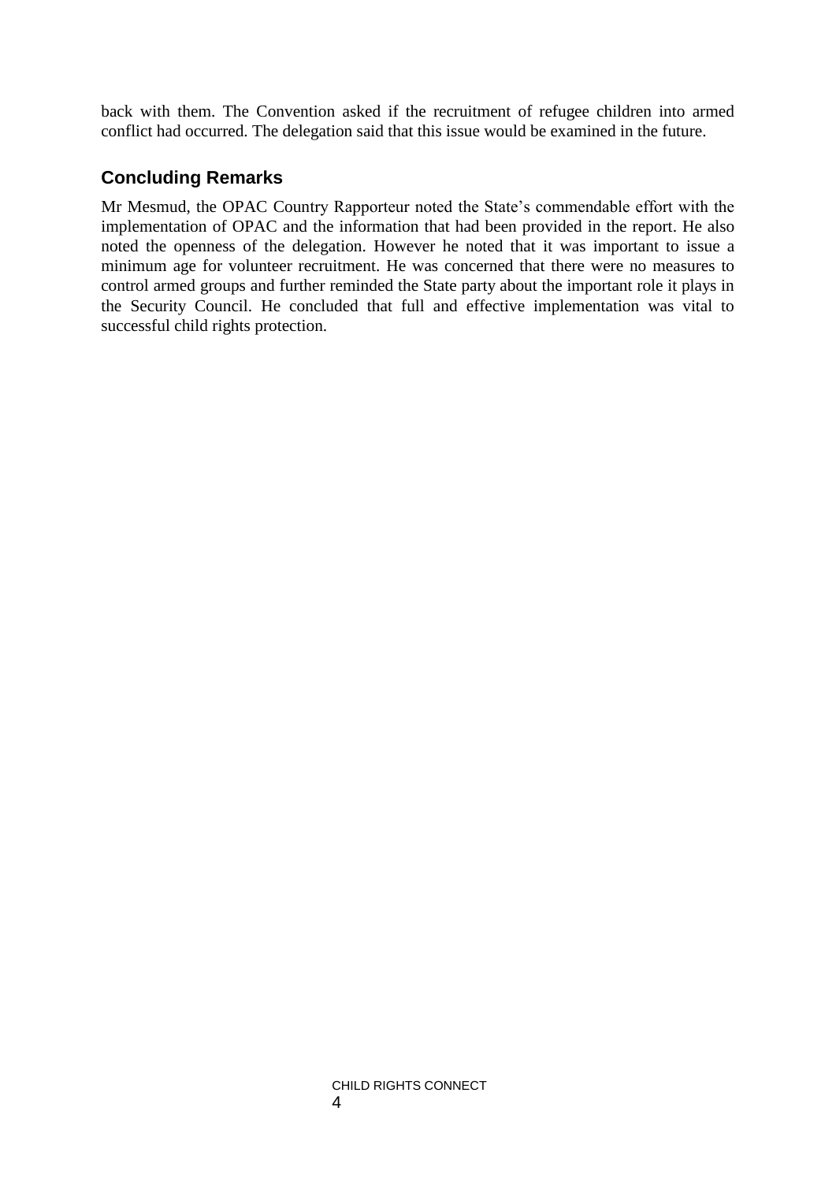back with them. The Convention asked if the recruitment of refugee children into armed conflict had occurred. The delegation said that this issue would be examined in the future.

## Concluding Remarks

Mr Mesmud, the OPAC Country Rapporteur noted the State's commendable effort with the implementation of OPAC and the information that had been provided in the report. He also noted the openness of the delegation. However he noted that it was important to issue a minimum age for volunteer recruitment. He was concerned that there were no measures to control armed groups and further reminded the State party about the important role it plays in the Security Council. He concluded that full and effective implementation was vital to successful child rights protection.